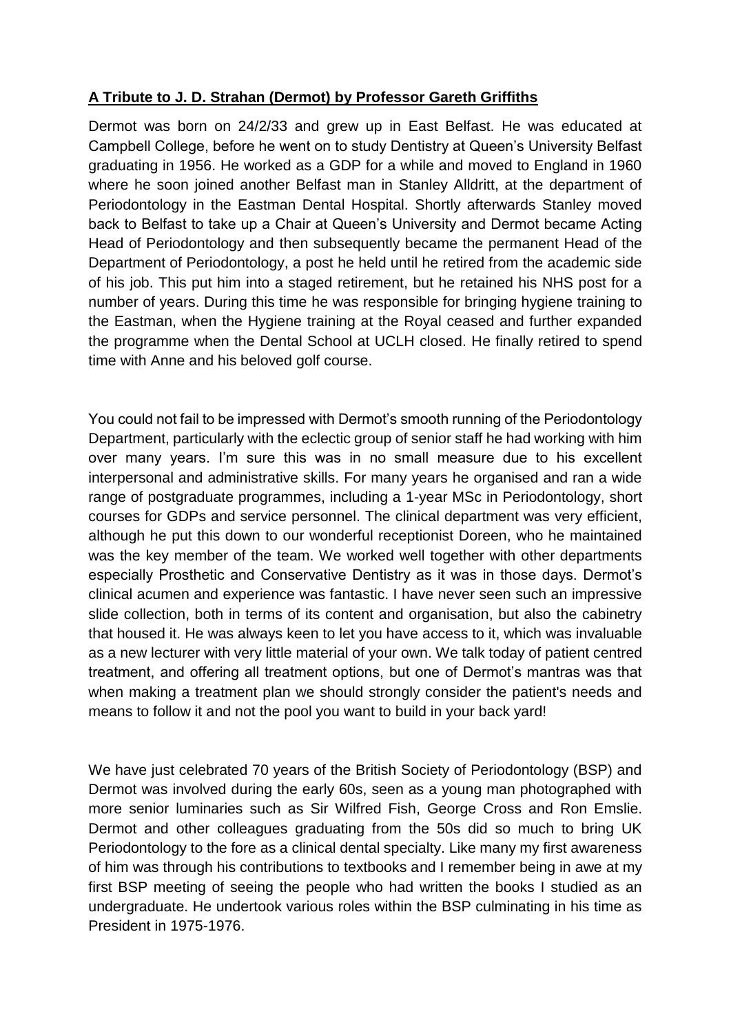## **A Tribute to J. D. Strahan (Dermot) by Professor Gareth Griffiths**

Dermot was born on 24/2/33 and grew up in East Belfast. He was educated at Campbell College, before he went on to study Dentistry at Queen's University Belfast graduating in 1956. He worked as a GDP for a while and moved to England in 1960 where he soon joined another Belfast man in Stanley Alldritt, at the department of Periodontology in the Eastman Dental Hospital. Shortly afterwards Stanley moved back to Belfast to take up a Chair at Queen's University and Dermot became Acting Head of Periodontology and then subsequently became the permanent Head of the Department of Periodontology, a post he held until he retired from the academic side of his job. This put him into a staged retirement, but he retained his NHS post for a number of years. During this time he was responsible for bringing hygiene training to the Eastman, when the Hygiene training at the Royal ceased and further expanded the programme when the Dental School at UCLH closed. He finally retired to spend time with Anne and his beloved golf course.

You could not fail to be impressed with Dermot's smooth running of the Periodontology Department, particularly with the eclectic group of senior staff he had working with him over many years. I'm sure this was in no small measure due to his excellent interpersonal and administrative skills. For many years he organised and ran a wide range of postgraduate programmes, including a 1-year MSc in Periodontology, short courses for GDPs and service personnel. The clinical department was very efficient, although he put this down to our wonderful receptionist Doreen, who he maintained was the key member of the team. We worked well together with other departments especially Prosthetic and Conservative Dentistry as it was in those days. Dermot's clinical acumen and experience was fantastic. I have never seen such an impressive slide collection, both in terms of its content and organisation, but also the cabinetry that housed it. He was always keen to let you have access to it, which was invaluable as a new lecturer with very little material of your own. We talk today of patient centred treatment, and offering all treatment options, but one of Dermot's mantras was that when making a treatment plan we should strongly consider the patient's needs and means to follow it and not the pool you want to build in your back yard!

We have just celebrated 70 years of the British Society of Periodontology (BSP) and Dermot was involved during the early 60s, seen as a young man photographed with more senior luminaries such as Sir Wilfred Fish, George Cross and Ron Emslie. Dermot and other colleagues graduating from the 50s did so much to bring UK Periodontology to the fore as a clinical dental specialty. Like many my first awareness of him was through his contributions to textbooks and I remember being in awe at my first BSP meeting of seeing the people who had written the books I studied as an undergraduate. He undertook various roles within the BSP culminating in his time as President in 1975-1976.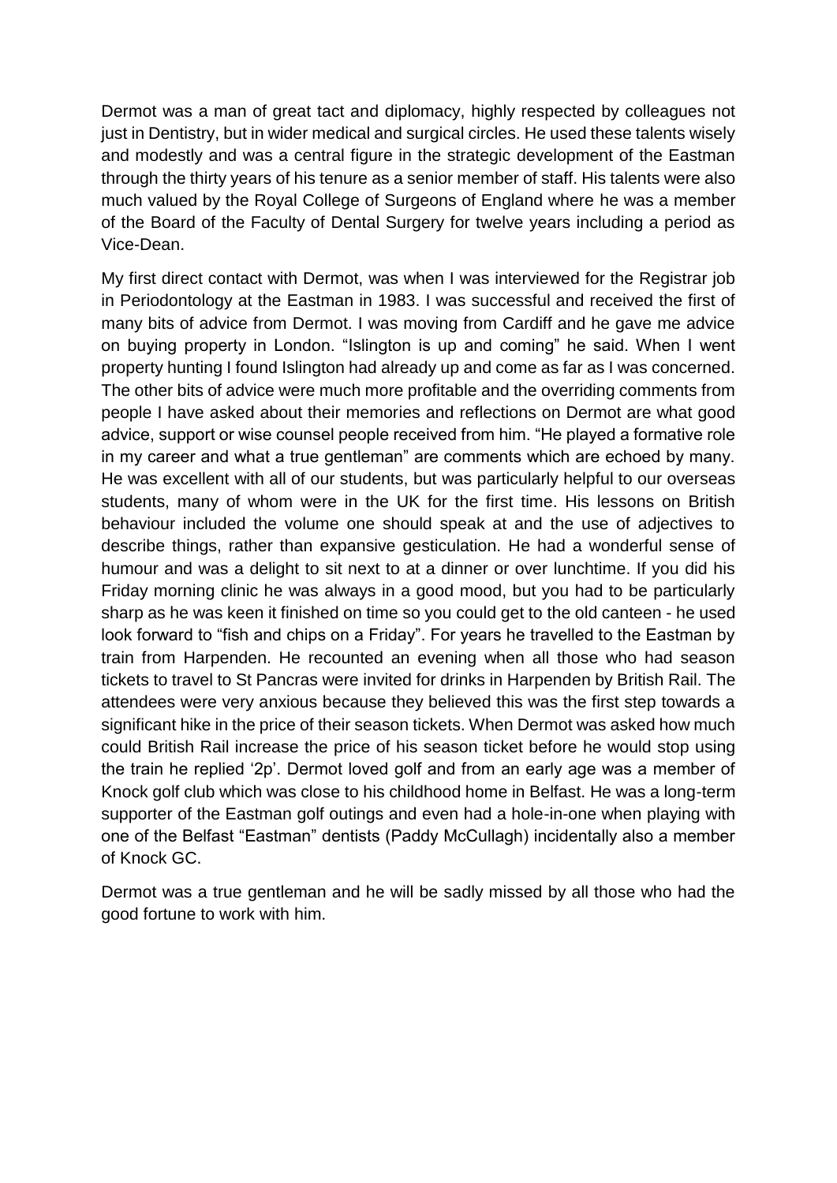Dermot was a man of great tact and diplomacy, highly respected by colleagues not just in Dentistry, but in wider medical and surgical circles. He used these talents wisely and modestly and was a central figure in the strategic development of the Eastman through the thirty years of his tenure as a senior member of staff. His talents were also much valued by the Royal College of Surgeons of England where he was a member of the Board of the Faculty of Dental Surgery for twelve years including a period as Vice-Dean.

My first direct contact with Dermot, was when I was interviewed for the Registrar job in Periodontology at the Eastman in 1983. I was successful and received the first of many bits of advice from Dermot. I was moving from Cardiff and he gave me advice on buying property in London. "Islington is up and coming" he said. When I went property hunting I found Islington had already up and come as far as I was concerned. The other bits of advice were much more profitable and the overriding comments from people I have asked about their memories and reflections on Dermot are what good advice, support or wise counsel people received from him. "He played a formative role in my career and what a true gentleman" are comments which are echoed by many. He was excellent with all of our students, but was particularly helpful to our overseas students, many of whom were in the UK for the first time. His lessons on British behaviour included the volume one should speak at and the use of adjectives to describe things, rather than expansive gesticulation. He had a wonderful sense of humour and was a delight to sit next to at a dinner or over lunchtime. If you did his Friday morning clinic he was always in a good mood, but you had to be particularly sharp as he was keen it finished on time so you could get to the old canteen - he used look forward to "fish and chips on a Friday". For years he travelled to the Eastman by train from Harpenden. He recounted an evening when all those who had season tickets to travel to St Pancras were invited for drinks in Harpenden by British Rail. The attendees were very anxious because they believed this was the first step towards a significant hike in the price of their season tickets. When Dermot was asked how much could British Rail increase the price of his season ticket before he would stop using the train he replied '2p'. Dermot loved golf and from an early age was a member of Knock golf club which was close to his childhood home in Belfast. He was a long-term supporter of the Eastman golf outings and even had a hole-in-one when playing with one of the Belfast "Eastman" dentists (Paddy McCullagh) incidentally also a member of Knock GC.

Dermot was a true gentleman and he will be sadly missed by all those who had the good fortune to work with him.